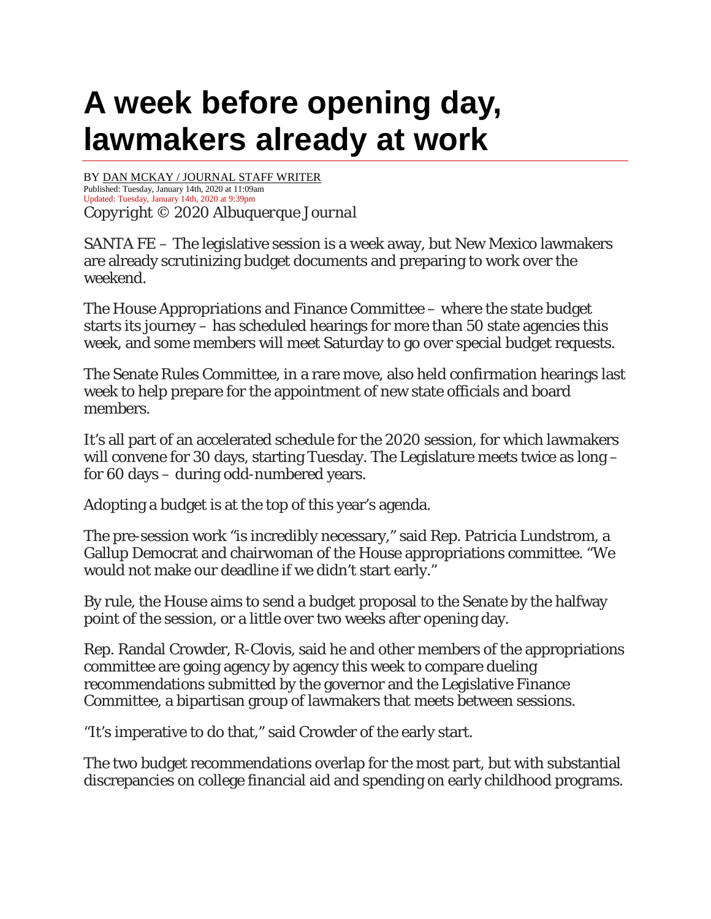# A week before opening day, lawmakers already at work

BY DAN MCKAY / JOURNAL STAFF WRITER
Published: Tuesday, January 14th, 2020 at 11:09am
Updated: Tuesday, January 14th, 2020 at 9:39pm
*Copyright © 2020 Albuquerque Journal*

SANTA FE – The legislative session is a week away, but New Mexico lawmakers are already scrutinizing budget documents and preparing to work over the weekend.

The House Appropriations and Finance Committee – where the state budget starts its journey – has scheduled hearings for more than 50 state agencies this week, and some members will meet Saturday to go over special budget requests.

The Senate Rules Committee, in a rare move, also held confirmation hearings last week to help prepare for the appointment of new state officials and board members.

It's all part of an accelerated schedule for the 2020 session, for which lawmakers will convene for 30 days, starting Tuesday. The Legislature meets twice as long – for 60 days – during odd-numbered years.

Adopting a budget is at the top of this year's agenda.

The pre-session work "is incredibly necessary," said Rep. Patricia Lundstrom, a Gallup Democrat and chairwoman of the House appropriations committee. "We would not make our deadline if we didn't start early."

By rule, the House aims to send a budget proposal to the Senate by the halfway point of the session, or a little over two weeks after opening day.

Rep. Randal Crowder, R-Clovis, said he and other members of the appropriations committee are going agency by agency this week to compare dueling recommendations submitted by the governor and the Legislative Finance Committee, a bipartisan group of lawmakers that meets between sessions.

"It's imperative to do that," said Crowder of the early start.

The two budget recommendations overlap for the most part, but with substantial discrepancies on college financial aid and spending on early childhood programs.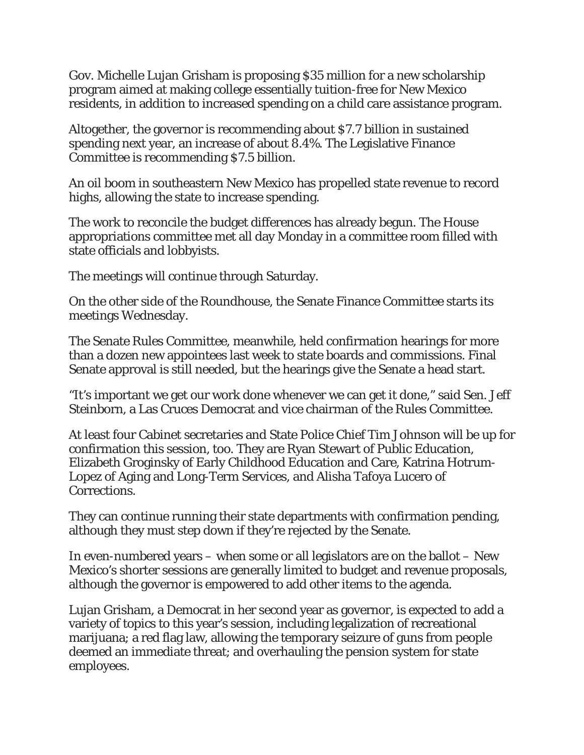Gov. Michelle Lujan Grisham is proposing $35 million for a new scholarship program aimed at making college essentially tuition-free for New Mexico residents, in addition to increased spending on a child care assistance program.

Altogether, the governor is recommending about $7.7 billion in sustained spending next year, an increase of about 8.4%. The Legislative Finance Committee is recommending $7.5 billion.

An oil boom in southeastern New Mexico has propelled state revenue to record highs, allowing the state to increase spending.

The work to reconcile the budget differences has already begun. The House appropriations committee met all day Monday in a committee room filled with state officials and lobbyists.

The meetings will continue through Saturday.

On the other side of the Roundhouse, the Senate Finance Committee starts its meetings Wednesday.

The Senate Rules Committee, meanwhile, held confirmation hearings for more than a dozen new appointees last week to state boards and commissions. Final Senate approval is still needed, but the hearings give the Senate a head start.

"It's important we get our work done whenever we can get it done," said Sen. Jeff Steinborn, a Las Cruces Democrat and vice chairman of the Rules Committee.

At least four Cabinet secretaries and State Police Chief Tim Johnson will be up for confirmation this session, too. They are Ryan Stewart of Public Education, Elizabeth Groginsky of Early Childhood Education and Care, Katrina Hotrum-Lopez of Aging and Long-Term Services, and Alisha Tafoya Lucero of Corrections.

They can continue running their state departments with confirmation pending, although they must step down if they're rejected by the Senate.

In even-numbered years – when some or all legislators are on the ballot – New Mexico's shorter sessions are generally limited to budget and revenue proposals, although the governor is empowered to add other items to the agenda.

Lujan Grisham, a Democrat in her second year as governor, is expected to add a variety of topics to this year's session, including legalization of recreational marijuana; a red flag law, allowing the temporary seizure of guns from people deemed an immediate threat; and overhauling the pension system for state employees.